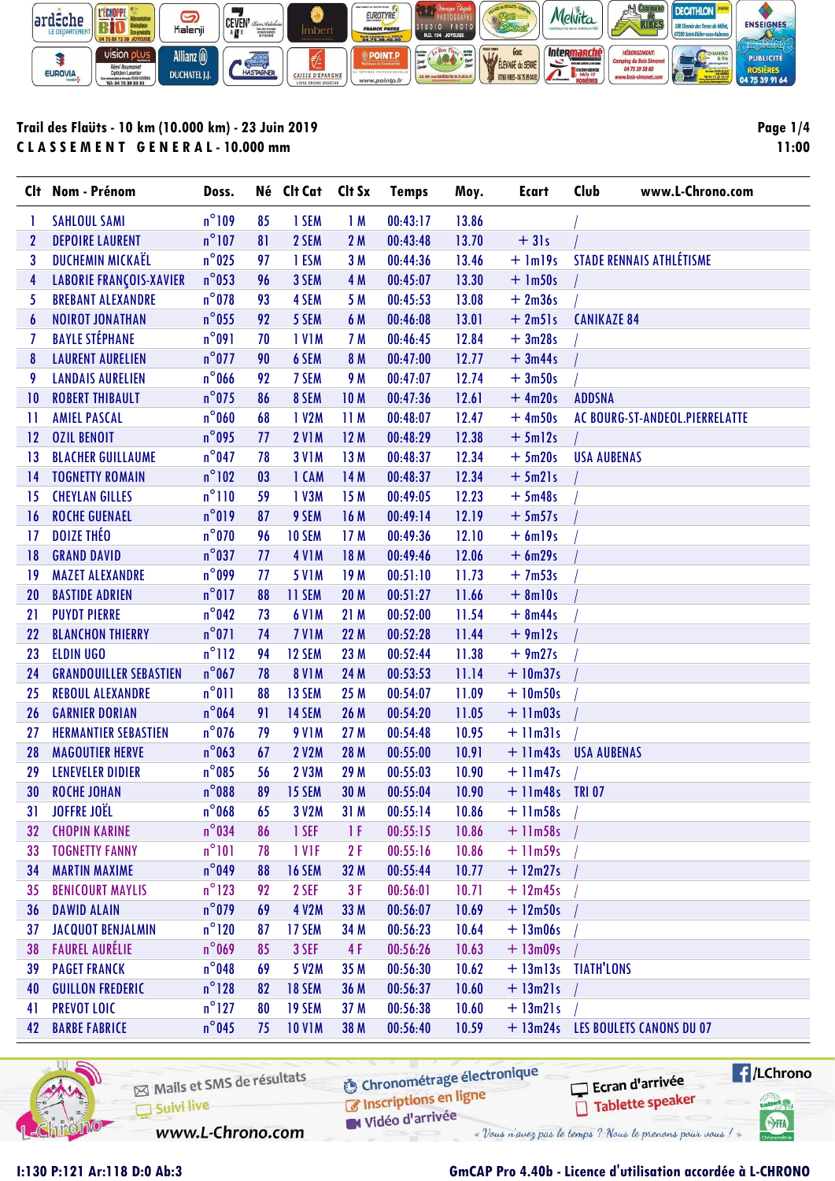**Trail des Flaüts - 10 km (10.000 km) - 23 Juin 2019**

**C L A S S E M E N T   G E N E R A L - 10.000 mm**

11:00

| Clt | Nom - Prénom | Doss. | Né | Clt Cat | Clt Sx | Temps | Moy. | Ecart | Club |
|---|---|---|---|---|---|---|---|---|---|
| 1 | SAHLOUL SAMI | n°109 | 85 | 1 SEM | 1 M | 00:43:17 | 13.86 | | / |
| 2 | DEPOIRE LAURENT | n°107 | 81 | 2 SEM | 2 M | 00:43:48 | 13.70 | + 31s | / |
| 3 | DUCHEMIN MICKAËL | n°025 | 97 | 1 ESM | 3 M | 00:44:36 | 13.46 | + 1m19s | STADE RENNAIS ATHLÉTISME |
| 4 | LABORIE FRANÇOIS-XAVIER | n°053 | 96 | 3 SEM | 4 M | 00:45:07 | 13.30 | + 1m50s | / |
| 5 | BREBANT ALEXANDRE | n°078 | 93 | 4 SEM | 5 M | 00:45:53 | 13.08 | + 2m36s | / |
| 6 | NOIROT JONATHAN | n°055 | 92 | 5 SEM | 6 M | 00:46:08 | 13.01 | + 2m51s | CANIKAZE 84 |
| 7 | BAYLE STÉPHANE | n°091 | 70 | 1 V1M | 7 M | 00:46:45 | 12.84 | + 3m28s | / |
| 8 | LAURENT AURELIEN | n°077 | 90 | 6 SEM | 8 M | 00:47:00 | 12.77 | + 3m44s | / |
| 9 | LANDAIS AURELIEN | n°066 | 92 | 7 SEM | 9 M | 00:47:07 | 12.74 | + 3m50s | / |
| 10 | ROBERT THIBAULT | n°075 | 86 | 8 SEM | 10 M | 00:47:36 | 12.61 | + 4m20s | ADDSNA |
| 11 | AMIEL PASCAL | n°060 | 68 | 1 V2M | 11 M | 00:48:07 | 12.47 | + 4m50s | AC BOURG-ST-ANDEOL.PIERRELATTE |
| 12 | OZIL BENOIT | n°095 | 77 | 2 V1M | 12 M | 00:48:29 | 12.38 | + 5m12s | / |
| 13 | BLACHER GUILLAUME | n°047 | 78 | 3 V1M | 13 M | 00:48:37 | 12.34 | + 5m20s | USA AUBENAS |
| 14 | TOGNETTY ROMAIN | n°102 | 03 | 1 CAM | 14 M | 00:48:37 | 12.34 | + 5m21s | / |
| 15 | CHEYLAN GILLES | n°110 | 59 | 1 V3M | 15 M | 00:49:05 | 12.23 | + 5m48s | / |
| 16 | ROCHE GUENAEL | n°019 | 87 | 9 SEM | 16 M | 00:49:14 | 12.19 | + 5m57s | / |
| 17 | DOIZE THÉO | n°070 | 96 | 10 SEM | 17 M | 00:49:36 | 12.10 | + 6m19s | / |
| 18 | GRAND DAVID | n°037 | 77 | 4 V1M | 18 M | 00:49:46 | 12.06 | + 6m29s | / |
| 19 | MAZET ALEXANDRE | n°099 | 77 | 5 V1M | 19 M | 00:51:10 | 11.73 | + 7m53s | / |
| 20 | BASTIDE ADRIEN | n°017 | 88 | 11 SEM | 20 M | 00:51:27 | 11.66 | + 8m10s | / |
| 21 | PUYDT PIERRE | n°042 | 73 | 6 V1M | 21 M | 00:52:00 | 11.54 | + 8m44s | / |
| 22 | BLANCHON THIERRY | n°071 | 74 | 7 V1M | 22 M | 00:52:28 | 11.44 | + 9m12s | / |
| 23 | ELDIN UGO | n°112 | 94 | 12 SEM | 23 M | 00:52:44 | 11.38 | + 9m27s | / |
| 24 | GRANDOUILLER SEBASTIEN | n°067 | 78 | 8 V1M | 24 M | 00:53:53 | 11.14 | + 10m37s | / |
| 25 | REBOUL ALEXANDRE | n°011 | 88 | 13 SEM | 25 M | 00:54:07 | 11.09 | + 10m50s | / |
| 26 | GARNIER DORIAN | n°064 | 91 | 14 SEM | 26 M | 00:54:20 | 11.05 | + 11m03s | / |
| 27 | HERMANTIER SEBASTIEN | n°076 | 79 | 9 V1M | 27 M | 00:54:48 | 10.95 | + 11m31s | / |
| 28 | MAGOUTIER HERVE | n°063 | 67 | 2 V2M | 28 M | 00:55:00 | 10.91 | + 11m43s | USA AUBENAS |
| 29 | LENEVELER DIDIER | n°085 | 56 | 2 V3M | 29 M | 00:55:03 | 10.90 | + 11m47s | / |
| 30 | ROCHE JOHAN | n°088 | 89 | 15 SEM | 30 M | 00:55:04 | 10.90 | + 11m48s | TRI 07 |
| 31 | JOFFRE JOËL | n°068 | 65 | 3 V2M | 31 M | 00:55:14 | 10.86 | + 11m58s | / |
| 32 | CHOPIN KARINE | n°034 | 86 | 1 SEF | 1 F | 00:55:15 | 10.86 | + 11m58s | / |
| 33 | TOGNETTY FANNY | n°101 | 78 | 1 V1F | 2 F | 00:55:16 | 10.86 | + 11m59s | / |
| 34 | MARTIN MAXIME | n°049 | 88 | 16 SEM | 32 M | 00:55:44 | 10.77 | + 12m27s | / |
| 35 | BENICOURT MAYLIS | n°123 | 92 | 2 SEF | 3 F | 00:56:01 | 10.71 | + 12m45s | / |
| 36 | DAWID ALAIN | n°079 | 69 | 4 V2M | 33 M | 00:56:07 | 10.69 | + 12m50s | / |
| 37 | JACQUOT BENJALMIN | n°120 | 87 | 17 SEM | 34 M | 00:56:23 | 10.64 | + 13m06s | / |
| 38 | FAUREL AURÉLIE | n°069 | 85 | 3 SEF | 4 F | 00:56:26 | 10.63 | + 13m09s | / |
| 39 | PAGET FRANCK | n°048 | 69 | 5 V2M | 35 M | 00:56:30 | 10.62 | + 13m13s | TIATH'LONS |
| 40 | GUILLON FREDERIC | n°128 | 82 | 18 SEM | 36 M | 00:56:37 | 10.60 | + 13m21s | / |
| 41 | PREVOT LOIC | n°127 | 80 | 19 SEM | 37 M | 00:56:38 | 10.60 | + 13m21s | / |
| 42 | BARBE FABRICE | n°045 | 75 | 10 V1M | 38 M | 00:56:40 | 10.59 | + 13m24s | LES BOULETS CANONS DU 07 |

I:130 P:121 Ar:118 D:0 Ab:3

GmCAP Pro 4.40b - Licence d'utilisation accordée à L-CHRONO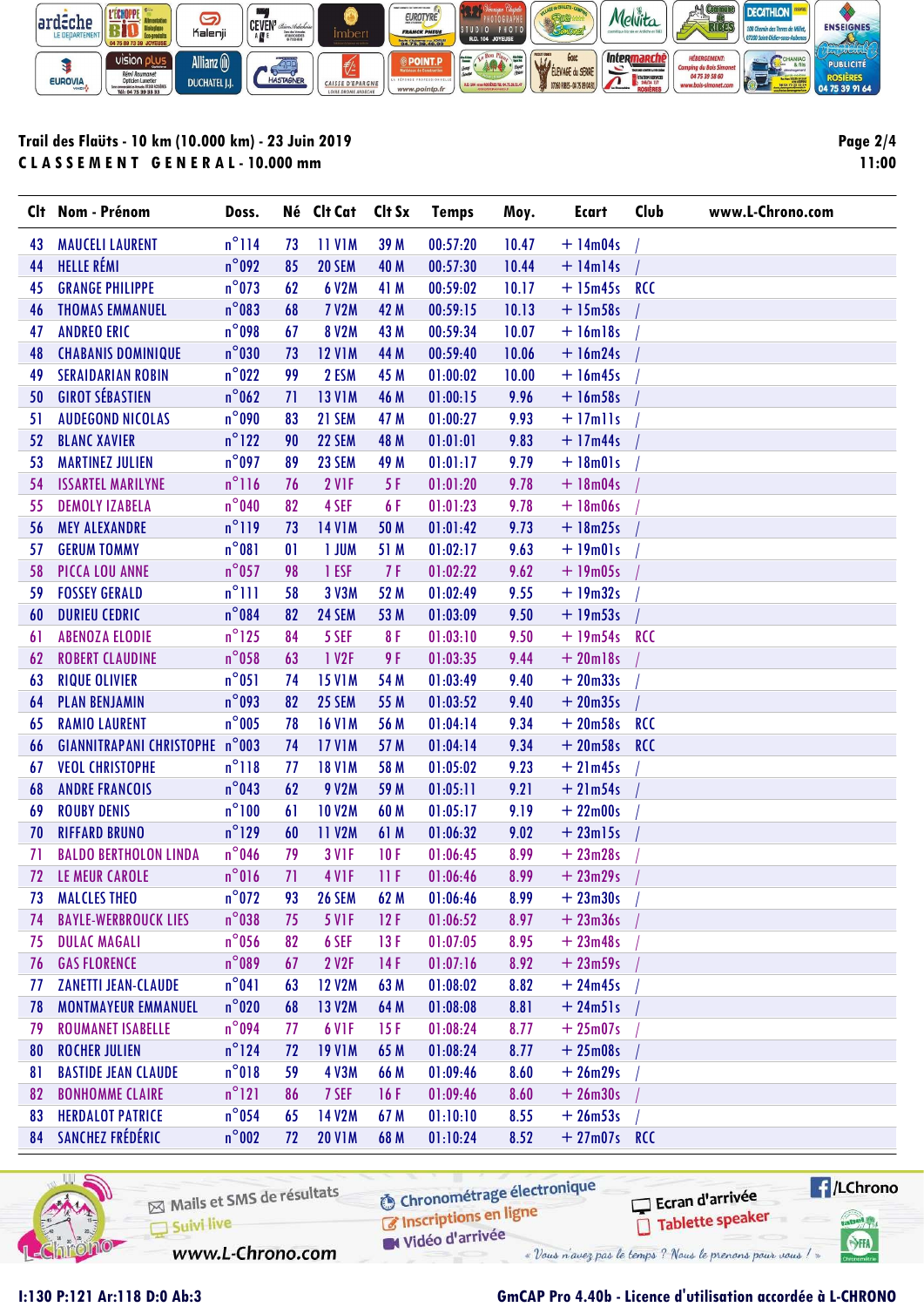**Trail des Flaüts - 10 km (10.000 km) - 23 Juin 2019**

**CLASSEMENT GENERAL - 10.000 mm**

11:00

| Clt | Nom - Prénom | Doss. | Né | Clt Cat | Clt Sx | Temps | Moy. | Ecart | Club |
|---|---|---|---|---|---|---|---|---|---|
| 43 | MAUCELI LAURENT | n°114 | 73 | 11 V1M | 39 M | 00:57:20 | 10.47 | + 14m04s | / |
| 44 | HELLE RÉMI | n°092 | 85 | 20 SEM | 40 M | 00:57:30 | 10.44 | + 14m14s | / |
| 45 | GRANGE PHILIPPE | n°073 | 62 | 6 V2M | 41 M | 00:59:02 | 10.17 | + 15m45s | RCC |
| 46 | THOMAS EMMANUEL | n°083 | 68 | 7 V2M | 42 M | 00:59:15 | 10.13 | + 15m58s | / |
| 47 | ANDREO ERIC | n°098 | 67 | 8 V2M | 43 M | 00:59:34 | 10.07 | + 16m18s | / |
| 48 | CHABANIS DOMINIQUE | n°030 | 73 | 12 V1M | 44 M | 00:59:40 | 10.06 | + 16m24s | / |
| 49 | SERAIDARIAN ROBIN | n°022 | 99 | 2 ESM | 45 M | 01:00:02 | 10.00 | + 16m45s | / |
| 50 | GIROT SÉBASTIEN | n°062 | 71 | 13 V1M | 46 M | 01:00:15 | 9.96 | + 16m58s | / |
| 51 | AUDEGOND NICOLAS | n°090 | 83 | 21 SEM | 47 M | 01:00:27 | 9.93 | + 17m11s | / |
| 52 | BLANC XAVIER | n°122 | 90 | 22 SEM | 48 M | 01:01:01 | 9.83 | + 17m44s | / |
| 53 | MARTINEZ JULIEN | n°097 | 89 | 23 SEM | 49 M | 01:01:17 | 9.79 | + 18m01s | / |
| 54 | ISSARTEL MARILYNE | n°116 | 76 | 2 V1F | 5 F | 01:01:20 | 9.78 | + 18m04s | / |
| 55 | DEMOLY IZABELA | n°040 | 82 | 4 SEF | 6 F | 01:01:23 | 9.78 | + 18m06s | / |
| 56 | MEY ALEXANDRE | n°119 | 73 | 14 V1M | 50 M | 01:01:42 | 9.73 | + 18m25s | / |
| 57 | GERUM TOMMY | n°081 | 01 | 1 JUM | 51 M | 01:02:17 | 9.63 | + 19m01s | / |
| 58 | PICCA LOU ANNE | n°057 | 98 | 1 ESF | 7 F | 01:02:22 | 9.62 | + 19m05s | / |
| 59 | FOSSEY GERALD | n°111 | 58 | 3 V3M | 52 M | 01:02:49 | 9.55 | + 19m32s | / |
| 60 | DURIEU CEDRIC | n°084 | 82 | 24 SEM | 53 M | 01:03:09 | 9.50 | + 19m53s | / |
| 61 | ABENOZA ELODIE | n°125 | 84 | 5 SEF | 8 F | 01:03:10 | 9.50 | + 19m54s | RCC |
| 62 | ROBERT CLAUDINE | n°058 | 63 | 1 V2F | 9 F | 01:03:35 | 9.44 | + 20m18s | / |
| 63 | RIQUE OLIVIER | n°051 | 74 | 15 V1M | 54 M | 01:03:49 | 9.40 | + 20m33s | / |
| 64 | PLAN BENJAMIN | n°093 | 82 | 25 SEM | 55 M | 01:03:52 | 9.40 | + 20m35s | / |
| 65 | RAMIO LAURENT | n°005 | 78 | 16 V1M | 56 M | 01:04:14 | 9.34 | + 20m58s | RCC |
| 66 | GIANNITRAPANI CHRISTOPHE | n°003 | 74 | 17 V1M | 57 M | 01:04:14 | 9.34 | + 20m58s | RCC |
| 67 | VEOL CHRISTOPHE | n°118 | 77 | 18 V1M | 58 M | 01:05:02 | 9.23 | + 21m45s | / |
| 68 | ANDRE FRANCOIS | n°043 | 62 | 9 V2M | 59 M | 01:05:11 | 9.21 | + 21m54s | / |
| 69 | ROUBY DENIS | n°100 | 61 | 10 V2M | 60 M | 01:05:17 | 9.19 | + 22m00s | / |
| 70 | RIFFARD BRUNO | n°129 | 60 | 11 V2M | 61 M | 01:06:32 | 9.02 | + 23m15s | / |
| 71 | BALDO BERTHOLON LINDA | n°046 | 79 | 3 V1F | 10 F | 01:06:45 | 8.99 | + 23m28s | / |
| 72 | LE MEUR CAROLE | n°016 | 71 | 4 V1F | 11 F | 01:06:46 | 8.99 | + 23m29s | / |
| 73 | MALCLES THEO | n°072 | 93 | 26 SEM | 62 M | 01:06:46 | 8.99 | + 23m30s | / |
| 74 | BAYLE-WERBROUCK LIES | n°038 | 75 | 5 V1F | 12 F | 01:06:52 | 8.97 | + 23m36s | / |
| 75 | DULAC MAGALI | n°056 | 82 | 6 SEF | 13 F | 01:07:05 | 8.95 | + 23m48s | / |
| 76 | GAS FLORENCE | n°089 | 67 | 2 V2F | 14 F | 01:07:16 | 8.92 | + 23m59s | / |
| 77 | ZANETTI JEAN-CLAUDE | n°041 | 63 | 12 V2M | 63 M | 01:08:02 | 8.82 | + 24m45s | / |
| 78 | MONTMAYEUR EMMANUEL | n°020 | 68 | 13 V2M | 64 M | 01:08:08 | 8.81 | + 24m51s | / |
| 79 | ROUMANET ISABELLE | n°094 | 77 | 6 V1F | 15 F | 01:08:24 | 8.77 | + 25m07s | / |
| 80 | ROCHER JULIEN | n°124 | 72 | 19 V1M | 65 M | 01:08:24 | 8.77 | + 25m08s | / |
| 81 | BASTIDE JEAN CLAUDE | n°018 | 59 | 4 V3M | 66 M | 01:09:46 | 8.60 | + 26m29s | / |
| 82 | BONHOMME CLAIRE | n°121 | 86 | 7 SEF | 16 F | 01:09:46 | 8.60 | + 26m30s | / |
| 83 | HERDALOT PATRICE | n°054 | 65 | 14 V2M | 67 M | 01:10:10 | 8.55 | + 26m53s | / |
| 84 | SANCHEZ FRÉDÉRIC | n°002 | 72 | 20 V1M | 68 M | 01:10:24 | 8.52 | + 27m07s | RCC |

I:130 P:121 Ar:118 D:0 Ab:3

GmCAP Pro 4.40b - Licence d'utilisation accordée à L-CHRONO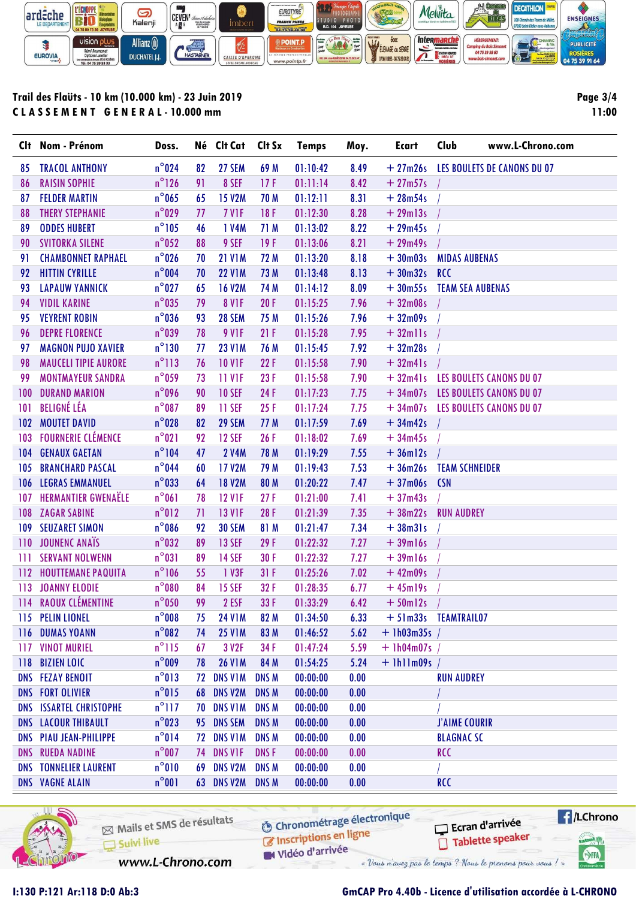**Trail des Flaüts - 10 km (10.000 km) - 23 Juin 2019**

**CLASSEMENT GENERAL - 10.000 mm**

Page 3/4
11:00

| Clt | Nom - Prénom | Doss. | Né | Clt Cat | Clt Sx | Temps | Moy. | Ecart | Club www.L-Chrono.com |
|---|---|---|---|---|---|---|---|---|---|
| 85 | TRACOL ANTHONY | n°024 | 82 | 27 SEM | 69 M | 01:10:42 | 8.49 | + 27m26s | LES BOULETS DE CANONS DU 07 |
| 86 | RAISIN SOPHIE | n°126 | 91 | 8 SEF | 17 F | 01:11:14 | 8.42 | + 27m57s | / |
| 87 | FELDER MARTIN | n°065 | 65 | 15 V2M | 70 M | 01:12:11 | 8.31 | + 28m54s | / |
| 88 | THERY STEPHANIE | n°029 | 77 | 7 V1F | 18 F | 01:12:30 | 8.28 | + 29m13s | / |
| 89 | ODDES HUBERT | n°105 | 46 | 1 V4M | 71 M | 01:13:02 | 8.22 | + 29m45s | / |
| 90 | SVITORKA SILENE | n°052 | 88 | 9 SEF | 19 F | 01:13:06 | 8.21 | + 29m49s | / |
| 91 | CHAMBONNET RAPHAEL | n°026 | 70 | 21 V1M | 72 M | 01:13:20 | 8.18 | + 30m03s | MIDAS AUBENAS |
| 92 | HITTIN CYRILLE | n°004 | 70 | 22 V1M | 73 M | 01:13:48 | 8.13 | + 30m32s | RCC |
| 93 | LAPAUW YANNICK | n°027 | 65 | 16 V2M | 74 M | 01:14:12 | 8.09 | + 30m55s | TEAM SEA AUBENAS |
| 94 | VIDIL KARINE | n°035 | 79 | 8 V1F | 20 F | 01:15:25 | 7.96 | + 32m08s | / |
| 95 | VEYRENT ROBIN | n°036 | 93 | 28 SEM | 75 M | 01:15:26 | 7.96 | + 32m09s | / |
| 96 | DEPRE FLORENCE | n°039 | 78 | 9 V1F | 21 F | 01:15:28 | 7.95 | + 32m11s | / |
| 97 | MAGNON PUJO XAVIER | n°130 | 77 | 23 V1M | 76 M | 01:15:45 | 7.92 | + 32m28s | / |
| 98 | MAUCELI TIPIE AURORE | n°113 | 76 | 10 V1F | 22 F | 01:15:58 | 7.90 | + 32m41s | / |
| 99 | MONTMAYEUR SANDRA | n°059 | 73 | 11 V1F | 23 F | 01:15:58 | 7.90 | + 32m41s | LES BOULETS CANONS DU 07 |
| 100 | DURAND MARION | n°096 | 90 | 10 SEF | 24 F | 01:17:23 | 7.75 | + 34m07s | LES BOULETS CANONS DU 07 |
| 101 | BELIGNÉ LÉA | n°087 | 89 | 11 SEF | 25 F | 01:17:24 | 7.75 | + 34m07s | LES BOULETS CANONS DU 07 |
| 102 | MOUTET DAVID | n°028 | 82 | 29 SEM | 77 M | 01:17:59 | 7.69 | + 34m42s | / |
| 103 | FOURNERIE CLÉMENCE | n°021 | 92 | 12 SEF | 26 F | 01:18:02 | 7.69 | + 34m45s | / |
| 104 | GENAUX GAETAN | n°104 | 47 | 2 V4M | 78 M | 01:19:29 | 7.55 | + 36m12s | / |
| 105 | BRANCHARD PASCAL | n°044 | 60 | 17 V2M | 79 M | 01:19:43 | 7.53 | + 36m26s | TEAM SCHNEIDER |
| 106 | LEGRAS EMMANUEL | n°033 | 64 | 18 V2M | 80 M | 01:20:22 | 7.47 | + 37m06s | CSN |
| 107 | HERMANTIER GWENAËLE | n°061 | 78 | 12 V1F | 27 F | 01:21:00 | 7.41 | + 37m43s | / |
| 108 | ZAGAR SABINE | n°012 | 71 | 13 V1F | 28 F | 01:21:39 | 7.35 | + 38m22s | RUN AUDREY |
| 109 | SEUZARET SIMON | n°086 | 92 | 30 SEM | 81 M | 01:21:47 | 7.34 | + 38m31s | / |
| 110 | JOUNENC ANAÏS | n°032 | 89 | 13 SEF | 29 F | 01:22:32 | 7.27 | + 39m16s | / |
| 111 | SERVANT NOLWENN | n°031 | 89 | 14 SEF | 30 F | 01:22:32 | 7.27 | + 39m16s | / |
| 112 | HOUTTEMANE PAQUITA | n°106 | 55 | 1 V3F | 31 F | 01:25:26 | 7.02 | + 42m09s | / |
| 113 | JOANNY ELODIE | n°080 | 84 | 15 SEF | 32 F | 01:28:35 | 6.77 | + 45m19s | / |
| 114 | RAOUX CLÉMENTINE | n°050 | 99 | 2 ESF | 33 F | 01:33:29 | 6.42 | + 50m12s | / |
| 115 | PELIN LIONEL | n°008 | 75 | 24 V1M | 82 M | 01:34:50 | 6.33 | + 51m33s | TEAMTRAIL07 |
| 116 | DUMAS YOANN | n°082 | 74 | 25 V1M | 83 M | 01:46:52 | 5.62 | + 1h03m35s | / |
| 117 | VINOT MURIEL | n°115 | 67 | 3 V2F | 34 F | 01:47:24 | 5.59 | + 1h04m07s | / |
| 118 | BIZIEN LOIC | n°009 | 78 | 26 V1M | 84 M | 01:54:25 | 5.24 | + 1h11m09s | / |
| DNS | FEZAY BENOIT | n°013 | 72 | DNS V1M | DNS M | 00:00:00 | 0.00 | | RUN AUDREY |
| DNS | FORT OLIVIER | n°015 | 68 | DNS V1M | DNS M | 00:00:00 | 0.00 | | / |
| DNS | ISSARTEL CHRISTOPHE | n°117 | 70 | DNS V1M | DNS M | 00:00:00 | 0.00 | | / |
| DNS | LACOUR THIBAULT | n°023 | 95 | DNS SEM | DNS M | 00:00:00 | 0.00 | | J'AIME COURIR |
| DNS | PIAU JEAN-PHILIPPE | n°014 | 72 | DNS V1M | DNS M | 00:00:00 | 0.00 | | BLAGNAC SC |
| DNS | RUEDA NADINE | n°007 | 74 | DNS V1F | DNS F | 00:00:00 | 0.00 | | RCC |
| DNS | TONNELIER LAURENT | n°010 | 69 | DNS V2M | DNS M | 00:00:00 | 0.00 | | / |
| DNS | VAGNE ALAIN | n°001 | 63 | DNS V2M | DNS M | 00:00:00 | 0.00 | | RCC |

I:130 P:121 Ar:118 D:0 Ab:3

GmCAP Pro 4.40b - Licence d'utilisation accordée à L-CHRONO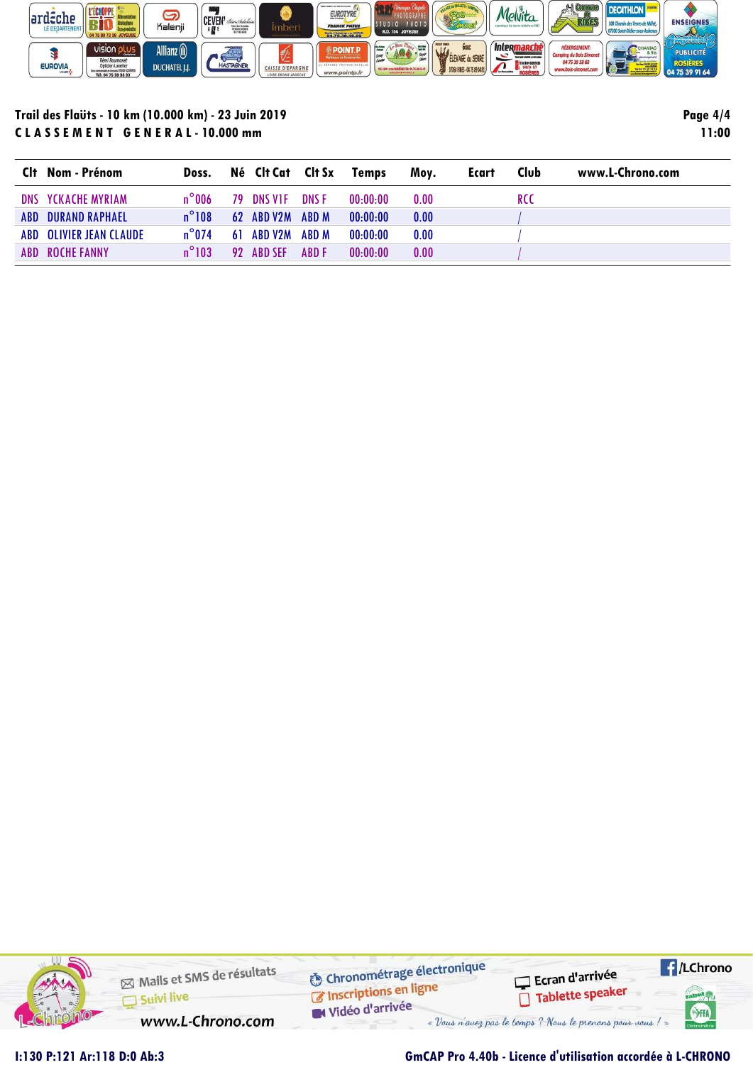**Trail des Flaüts - 10 km (10.000 km) - 23 Juin 2019**

**C L A S S E M E N T   G E N E R A L - 10.000 mm**

11:00

| Clt | Nom - Prénom | Doss. | Né | Clt Cat | Clt Sx | Temps | Moy. | Ecart | Club | www.L-Chrono.com |
|---|---|---|---|---|---|---|---|---|---|---|
| DNS | YCKACHE MYRIAM | n°006 | 79 | DNS V1F | DNS F | 00:00:00 | 0.00 | | RCC | |
| ABD | DURAND RAPHAEL | n°108 | 62 | ABD V2M | ABD M | 00:00:00 | 0.00 | | / | |
| ABD | OLIVIER JEAN CLAUDE | n°074 | 61 | ABD V2M | ABD M | 00:00:00 | 0.00 | | / | |
| ABD | ROCHE FANNY | n°103 | 92 | ABD SEF | ABD F | 00:00:00 | 0.00 | | / | |

I:130 P:121 Ar:118 D:0 Ab:3

GmCAP Pro 4.40b - Licence d'utilisation accordée à L-CHRONO